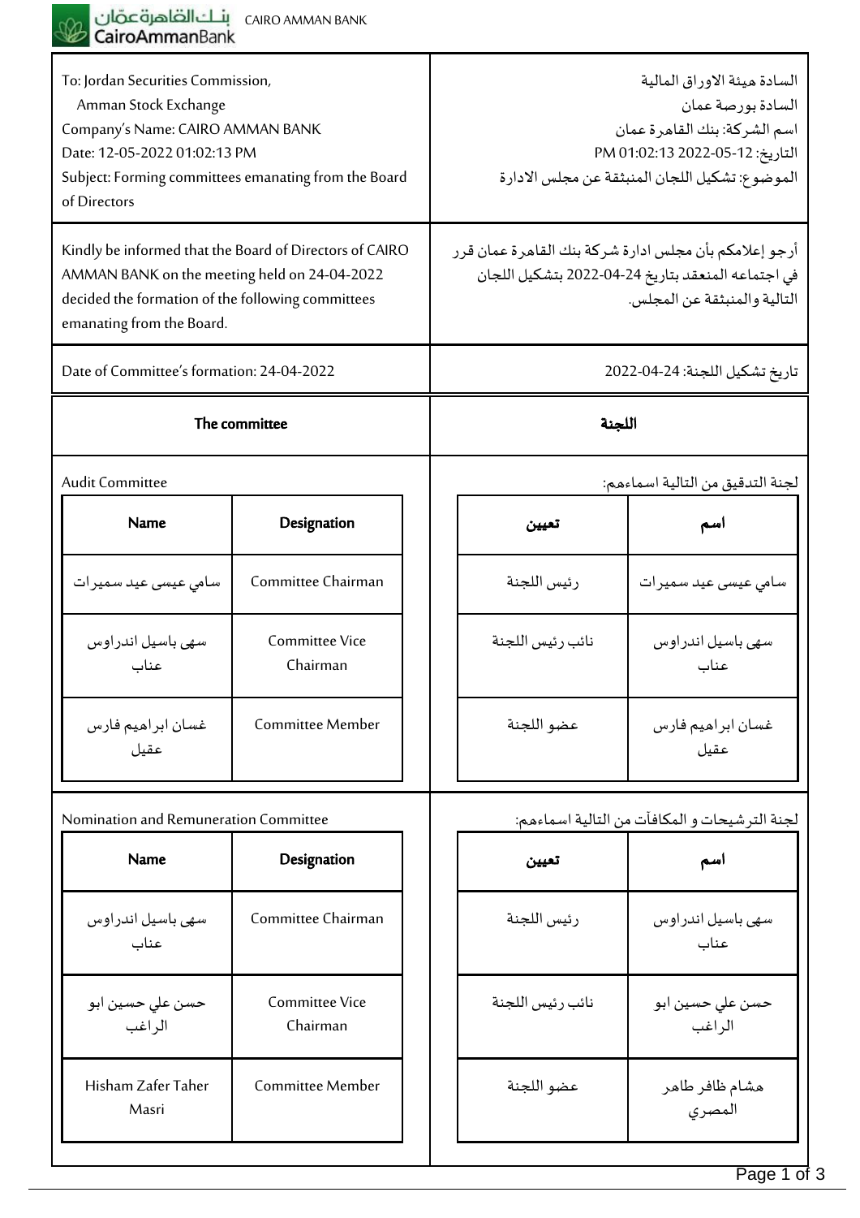CAIRO AMMAN BANK

| To: Jordan Securities Commission, Amman Stock Exchange | السادة هيئة الاوراق المالية السادة بورصة عمان |
|---|---|
| Company's Name: CAIRO AMMAN BANK | اسم الشركة: بنك القاهرة عمان |
| Date: 12-05-2022 01:02:13 PM | التاريخ: 2022-05-12 01:02:13 PM |
| Subject: Forming committees emanating from the Board of Directors | الموضوع: تشكيل اللجان المنبثقة عن مجلس الادارة |

Kindly be informed that the Board of Directors of CAIRO AMMAN BANK on the meeting held on 24-04-2022 decided the formation of the following committees emanating from the Board.

أرجو إعلامكم بأن مجلس ادارة شركة بنك القاهرة عمان قرر في اجتماعه المنعقد بتاريخ 24-04-2022 بتشكيل اللجان التالية والمنبثقة عن المجلس.

Date of Committee's formation: 24-04-2022

تاريخ تشكيل اللجنة: 2022-04-24

## The committee / اللجنة

Audit Committee

لجنة التدقيق من التالية اسماءهم:

| Name | Designation | تعيين | اسم |
|---|---|---|---|
| سامي عيسى عيد سميرات | Committee Chairman | رئيس اللجنة | سامي عيسى عيد سميرات |
| سهى باسيل اندراوس عناب | Committee Vice Chairman | نائب رئيس اللجنة | سهى باسيل اندراوس عناب |
| غسان ابراهيم فارس عقيل | Committee Member | عضو اللجنة | غسان ابراهيم فارس عقيل |

Nomination and Remuneration Committee

لجنة الترشيحات و المكافآت من التالية اسماءهم:

| Name | Designation | تعيين | اسم |
|---|---|---|---|
| سهى باسيل اندراوس عناب | Committee Chairman | رئيس اللجنة | سهى باسيل اندراوس عناب |
| حسن علي حسين ابو الراغب | Committee Vice Chairman | نائب رئيس اللجنة | حسن علي حسين ابو الراغب |
| Hisham Zafer Taher Masri | Committee Member | عضو اللجنة | هشام ظافر طاهر المصري |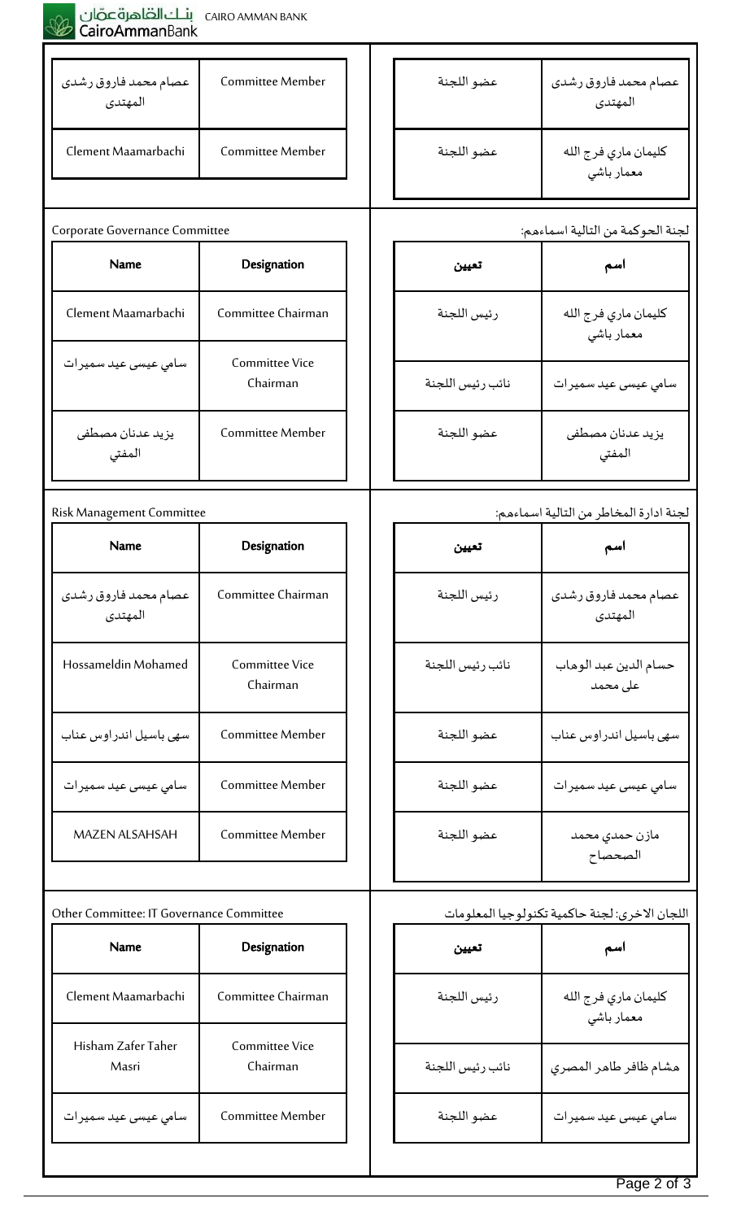| عصام محمد فاروق رشدى المهتدى | Committee Member |
| --- | --- |
| Clement Maamarbachi | Committee Member |

| عضو اللجنة | عصام محمد فاروق رشدى المهتدى |
| --- | --- |
| عضو اللجنة | كليمان ماري فرج الله معمار باشي |

Corporate Governance Committee

| Name | Designation |
| --- | --- |
| Clement Maamarbachi | Committee Chairman |
| سامي عيسى عيد سميرات | Committee Vice Chairman |
| يزيد عدنان مصطفى المفتي | Committee Member |

لجنة الحوكمة من التالية اسماءهم:

| تعيين | اسم |
| --- | --- |
| رئيس اللجنة | كليمان ماري فرج الله معمار باشي |
| نائب رئيس اللجنة | سامي عيسى عيد سميرات |
| عضو اللجنة | يزيد عدنان مصطفى المفتي |

Risk Management Committee

| Name | Designation |
| --- | --- |
| عصام محمد فاروق رشدى المهتدى | Committee Chairman |
| Hossameldin Mohamed | Committee Vice Chairman |
| سهى باسيل اندراوس عناب | Committee Member |
| سامي عيسى عيد سميرات | Committee Member |
| MAZEN ALSAHSAH | Committee Member |

لجنة ادارة المخاطر من التالية اسماءهم:

| تعيين | اسم |
| --- | --- |
| رئيس اللجنة | عصام محمد فاروق رشدى المهتدى |
| نائب رئيس اللجنة | حسام الدين عبد الوهاب على محمد |
| عضو اللجنة | سهى باسيل اندراوس عناب |
| عضو اللجنة | سامي عيسى عيد سميرات |
| عضو اللجنة | مازن حمدي محمد الصحصاح |

Other Committee: IT Governance Committee

| Name | Designation |
| --- | --- |
| Clement Maamarbachi | Committee Chairman |
| Hisham Zafer Taher Masri | Committee Vice Chairman |
| سامي عيسى عيد سميرات | Committee Member |

اللجان الاخرى: لجنة حاكمية تكنولوجيا المعلومات

| تعيين | اسم |
| --- | --- |
| رئيس اللجنة | كليمان ماري فرج الله معمار باشي |
| نائب رئيس اللجنة | هشام ظافر طاهر المصري |
| عضو اللجنة | سامي عيسى عيد سميرات |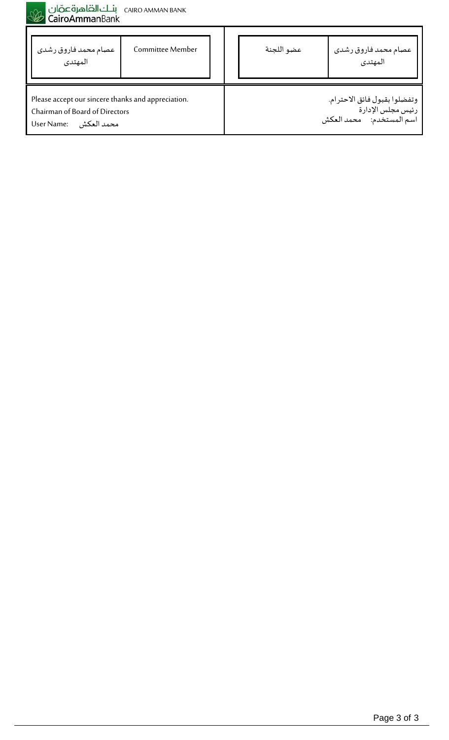| | |
|---|---|
| عصام محمد فاروق رشدى المهتدى | Committee Member |

| | |
|---|---|
| عضو اللجنة | عصام محمد فاروق رشدى المهتدى |

Please accept our sincere thanks and appreciation.
Chairman of Board of Directors
User Name: محمد العكش

وتفضلوا بقبول فائق الاحترام.
رئيس مجلس الإدارة
اسم المستخدم: محمد العكش